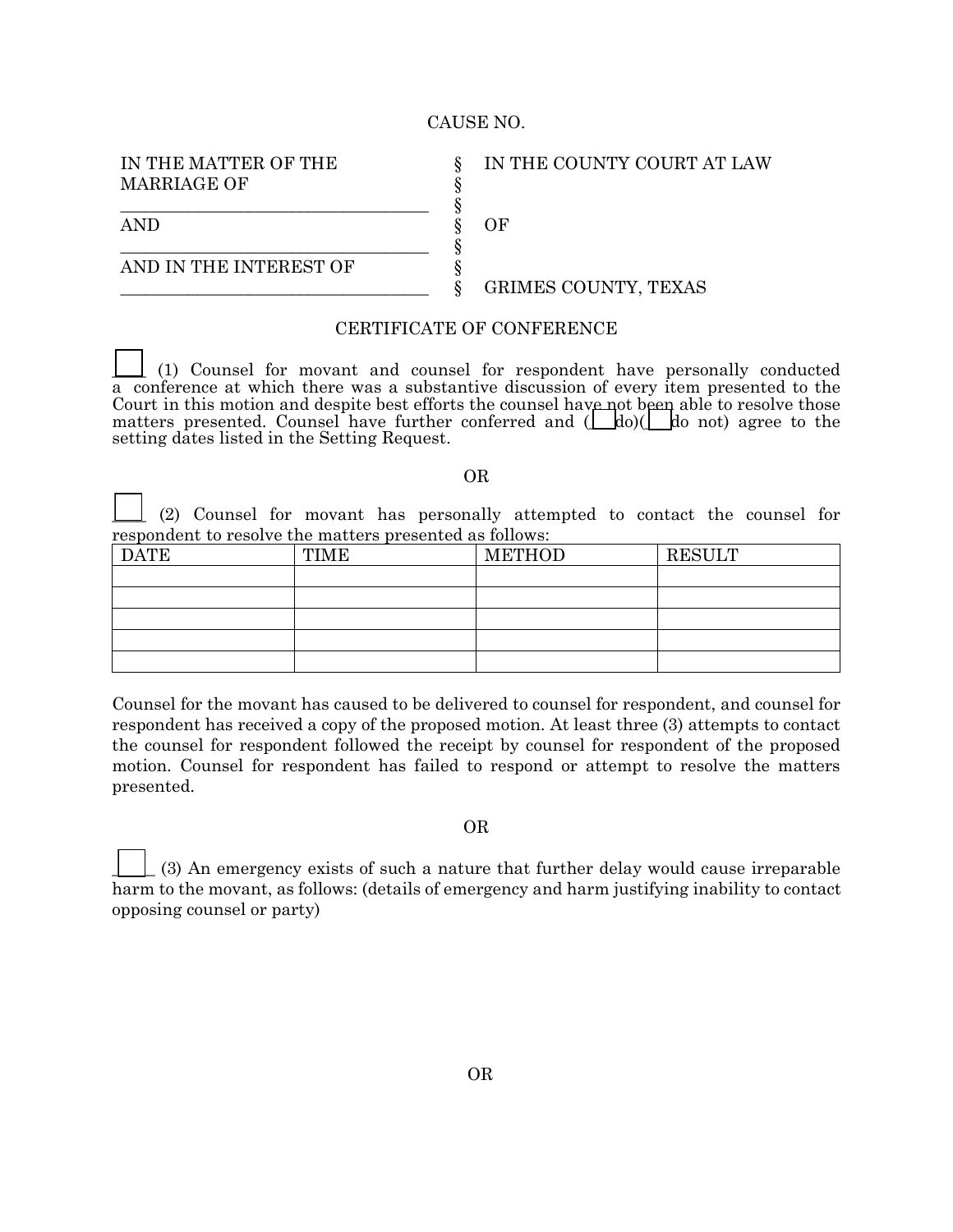CAUSE NO.

| | | |
|---|---|---|
| IN THE MATTER OF THE MARRIAGE OF | § | IN THE COUNTY COURT AT LAW |
| | § | |
| ______________________________ | § | |
| AND | § | OF |
| ______________________________ | § | |
| AND IN THE INTEREST OF | § | |
| ______________________________ | § | GRIMES COUNTY, TEXAS |

## CERTIFICATE OF CONFERENCE

☐ (1) Counsel for movant and counsel for respondent have personally conducted a conference at which there was a substantive discussion of every item presented to the Court in this motion and despite best efforts the counsel have not been able to resolve those matters presented. Counsel have further conferred and (☐ do)(☐ do not) agree to the setting dates listed in the Setting Request.

OR

☐ (2) Counsel for movant has personally attempted to contact the counsel for respondent to resolve the matters presented as follows:

| DATE | TIME | METHOD | RESULT |
|---|---|---|---|
| | | | |
| | | | |
| | | | |
| | | | |
| | | | |

Counsel for the movant has caused to be delivered to counsel for respondent, and counsel for respondent has received a copy of the proposed motion. At least three (3) attempts to contact the counsel for respondent followed the receipt by counsel for respondent of the proposed motion. Counsel for respondent has failed to respond or attempt to resolve the matters presented.

OR

☐ (3) An emergency exists of such a nature that further delay would cause irreparable harm to the movant, as follows: (details of emergency and harm justifying inability to contact opposing counsel or party)

OR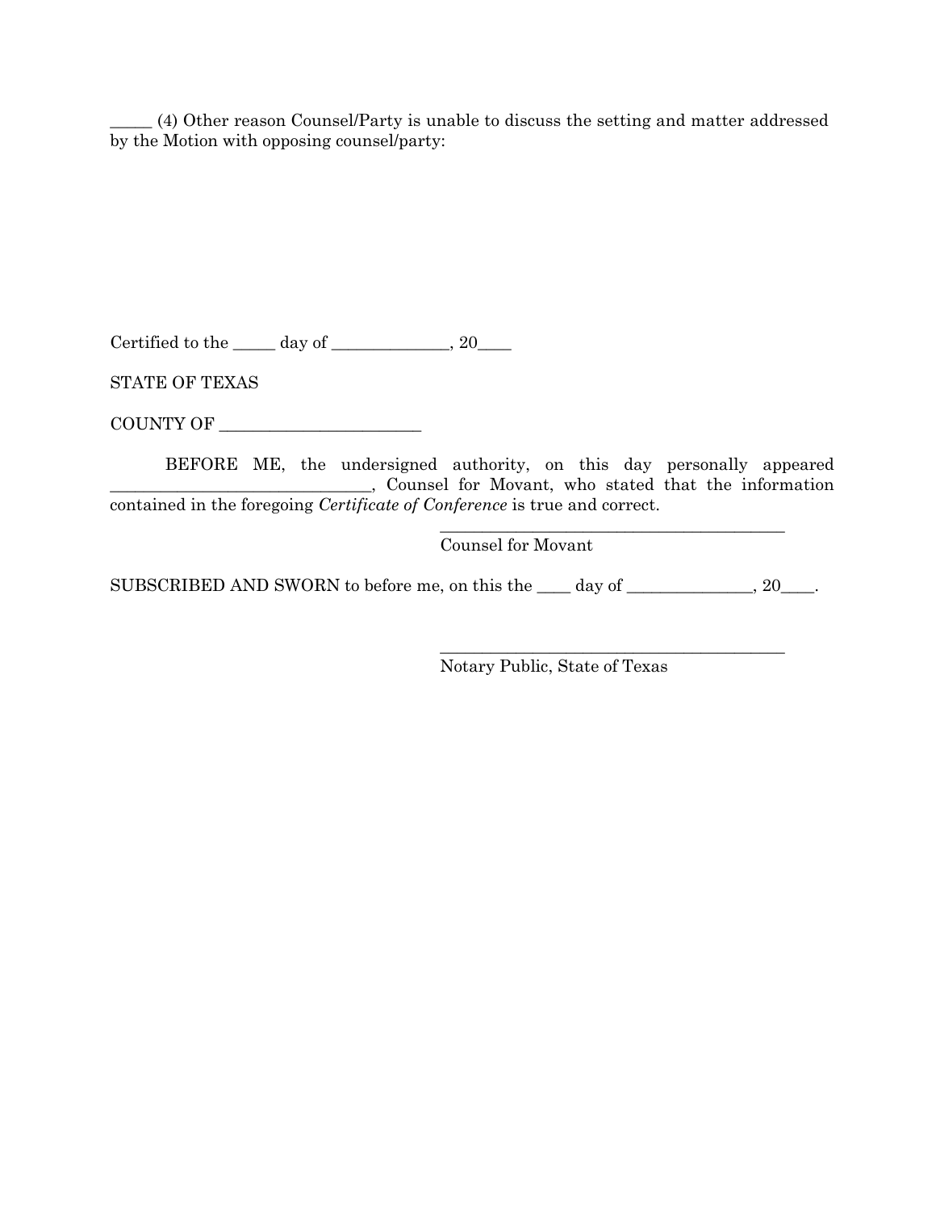_____ (4) Other reason Counsel/Party is unable to discuss the setting and matter addressed by the Motion with opposing counsel/party:

Certified to the _____ day of ______________, 20____

STATE OF TEXAS

COUNTY OF ________________________

BEFORE ME, the undersigned authority, on this day personally appeared ______________________________, Counsel for Movant, who stated that the information contained in the foregoing *Certificate of Conference* is true and correct.

_________________________________________
Counsel for Movant

SUBSCRIBED AND SWORN to before me, on this the ____ day of _______________, 20____.

_________________________________________
Notary Public, State of Texas